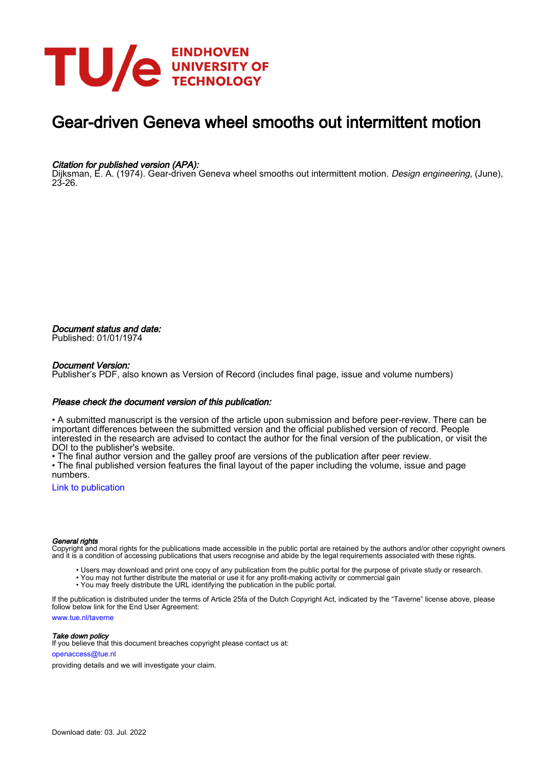EINDHOVEN UNIVERSITY OF TECHNOLOGY

# Gear-driven Geneva wheel smooths out intermittent motion

*Citation for published version (APA):*
Dijksman, E. A. (1974). Gear-driven Geneva wheel smooths out intermittent motion. *Design engineering*, (June), 23-26.

*Document status and date:*
Published: 01/01/1974

*Document Version:*
Publisher's PDF, also known as Version of Record (includes final page, issue and volume numbers)

*Please check the document version of this publication:*

• A submitted manuscript is the version of the article upon submission and before peer-review. There can be important differences between the submitted version and the official published version of record. People interested in the research are advised to contact the author for the final version of the publication, or visit the DOI to the publisher's website.
• The final author version and the galley proof are versions of the publication after peer review.
• The final published version features the final layout of the paper including the volume, issue and page numbers.

Link to publication

*General rights*
Copyright and moral rights for the publications made accessible in the public portal are retained by the authors and/or other copyright owners and it is a condition of accessing publications that users recognise and abide by the legal requirements associated with these rights.

- Users may download and print one copy of any publication from the public portal for the purpose of private study or research.
- You may not further distribute the material or use it for any profit-making activity or commercial gain
- You may freely distribute the URL identifying the publication in the public portal.

If the publication is distributed under the terms of Article 25fa of the Dutch Copyright Act, indicated by the "Taverne" license above, please follow below link for the End User Agreement:

www.tue.nl/taverne

*Take down policy*
If you believe that this document breaches copyright please contact us at:

openaccess@tue.nl

providing details and we will investigate your claim.

Download date: 03. Jul. 2022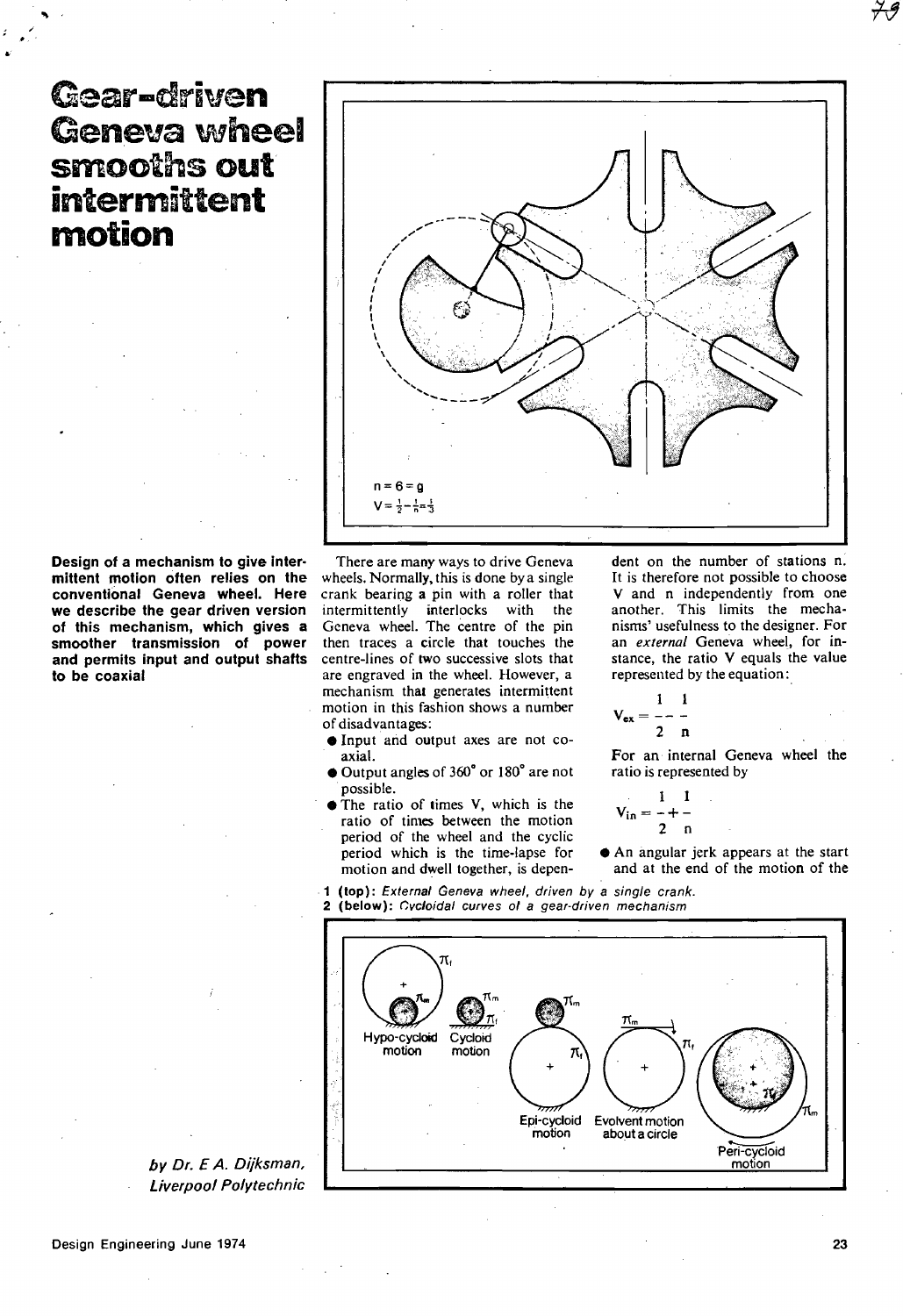# Gear-driven Geneva wheel smooths out intermittent motion

n = 6 = g

$V = \frac{1}{2} - \frac{1}{n} = \frac{1}{3}$

**Design of a mechanism to give intermittent motion often relies on the conventional Geneva wheel. Here we describe the gear driven version of this mechanism, which gives a smoother transmission of power and permits input and output shafts to be coaxial**

*by Dr. E A. Dijksman, Liverpool Polytechnic*

There are many ways to drive Geneva wheels. Normally, this is done by a single crank bearing a pin with a roller that intermittently interlocks with the Geneva wheel. The centre of the pin then traces a circle that touches the centre-lines of two successive slots that are engraved in the wheel. However, a mechanism that generates intermittent motion in this fashion shows a number of disadvantages:

- Input and output axes are not co-axial.
- Output angles of 360° or 180° are not possible.
- The ratio of times V, which is the ratio of times between the motion period of the wheel and the cyclic period which is the time-lapse for motion and dwell together, is dependent on the number of stations n. It is therefore not possible to choose V and n independently from one another. This limits the mechanisms' usefulness to the designer. For an *external* Geneva wheel, for instance, the ratio V equals the value represented by the equation:

$$V_{ex} = \frac{1}{2} - \frac{1}{n}$$

For an internal Geneva wheel the ratio is represented by

$$V_{in} = \frac{1}{2} + \frac{1}{n}$$

- An angular jerk appears at the start and at the end of the motion of the

**1 (top):** *External Geneva wheel, driven by a single crank.*
**2 (below):** *Cycloidal curves of a gear-driven mechanism*

Hypo-cycloid motion — Cycloid motion — Epi-cycloid motion — Evolvent motion about a circle — Peri-cycloid motion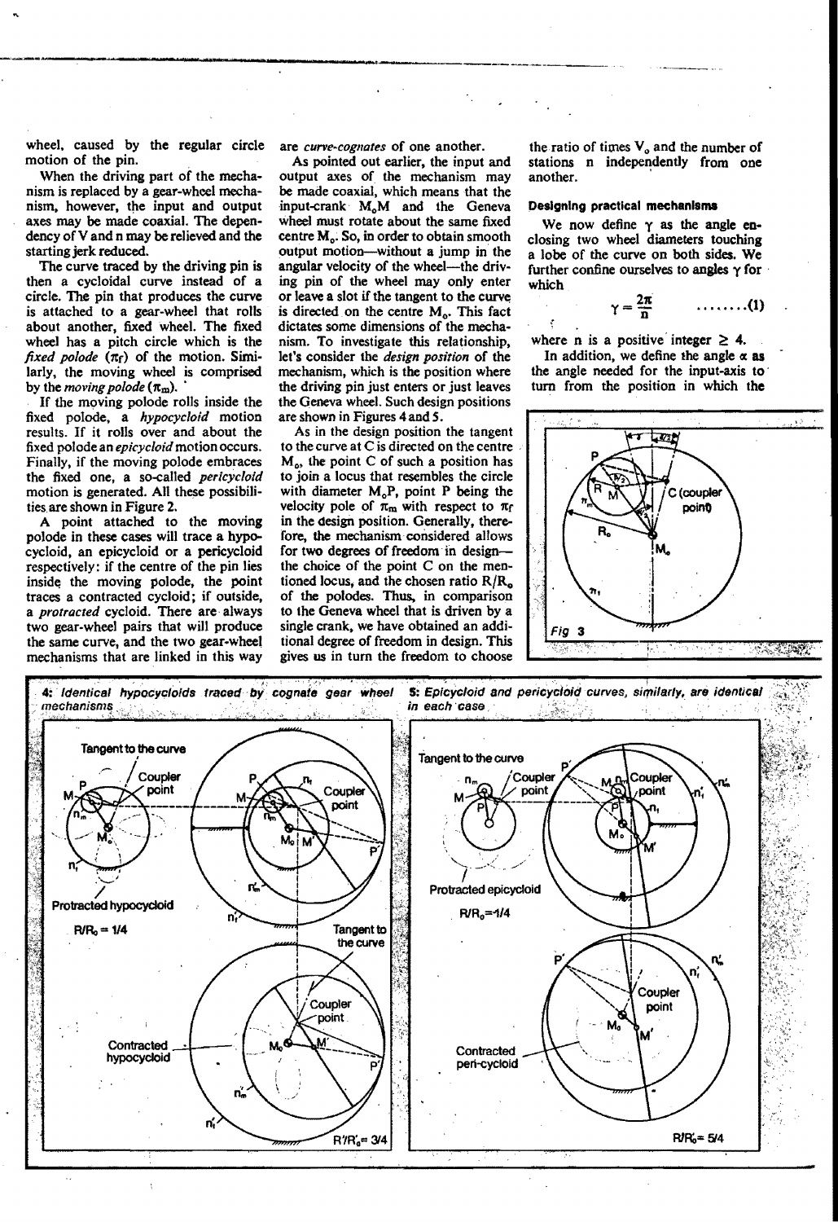wheel, caused by the regular circle motion of the pin.

When the driving part of the mechanism is replaced by a gear-wheel mechanism, however, the input and output axes may be made coaxial. The dependency of V and n may be relieved and the starting jerk reduced.

The curve traced by the driving pin is then a cycloidal curve instead of a circle. The pin that produces the curve is attached to a gear-wheel that rolls about another, fixed wheel. The fixed wheel has a pitch circle which is the *fixed polode* ($\pi_f$) of the motion. Similarly, the moving wheel is comprised by the *moving polode* ($\pi_m$).

If the moving polode rolls inside the fixed polode, a *hypocycloid* motion results. If it rolls over and about the fixed polode an *epicycloid* motion occurs. Finally, if the moving polode embraces the fixed one, a so-called *pericycloid* motion is generated. All these possibilities are shown in Figure 2.

A point attached to the moving polode in these cases will trace a hypocycloid, an epicycloid or a pericycloid respectively: if the centre of the pin lies inside the moving polode, the point traces a contracted cycloid; if outside, a *protracted* cycloid. There are always two gear-wheel pairs that will produce the same curve, and the two gear-wheel mechanisms that are linked in this way are *curve-cognates* of one another.

As pointed out earlier, the input and output axes of the mechanism may be made coaxial, which means that the input-crank $M_oM$ and the Geneva wheel must rotate about the same fixed centre $M_o$. So, in order to obtain smooth output motion—without a jump in the angular velocity of the wheel—the driving pin of the wheel may only enter or leave a slot if the tangent to the curve is directed on the centre $M_o$. This fact dictates some dimensions of the mechanism. To investigate this relationship, let's consider the *design position* of the mechanism, which is the position where the driving pin just enters or just leaves the Geneva wheel. Such design positions are shown in Figures 4 and 5.

As in the design position the tangent to the curve at C is directed on the centre $M_o$, the point C of such a position has to join a locus that resembles the circle with diameter $M_oP$, point P being the velocity pole of $\pi_m$ with respect to $\pi_f$ in the design position. Generally, therefore, the mechanism considered allows for two degrees of freedom in design—the choice of the point C on the mentioned locus, and the chosen ratio $R/R_o$ of the polodes. Thus, in comparison to the Geneva wheel that is driven by a single crank, we have obtained an additional degree of freedom in design. This gives us in turn the freedom to choose the ratio of times $V_o$ and the number of stations n independently from one another.

### Designing practical mechanisms

We now define $\gamma$ as the angle enclosing two wheel diameters touching a lobe of the curve on both sides. We further confine ourselves to angles $\gamma$ for which

$$\gamma = \frac{2\pi}{n} \qquad \text{........(1)}$$

where n is a positive integer $\geq 4$.

In addition, we define the angle $\alpha$ as the angle needed for the input-axis to turn from the position in which the

Fig 3

4: Identical hypocycloids traced by cognate gear wheel mechanisms

5: Epicycloid and pericycloid curves, similarly, are identical in each case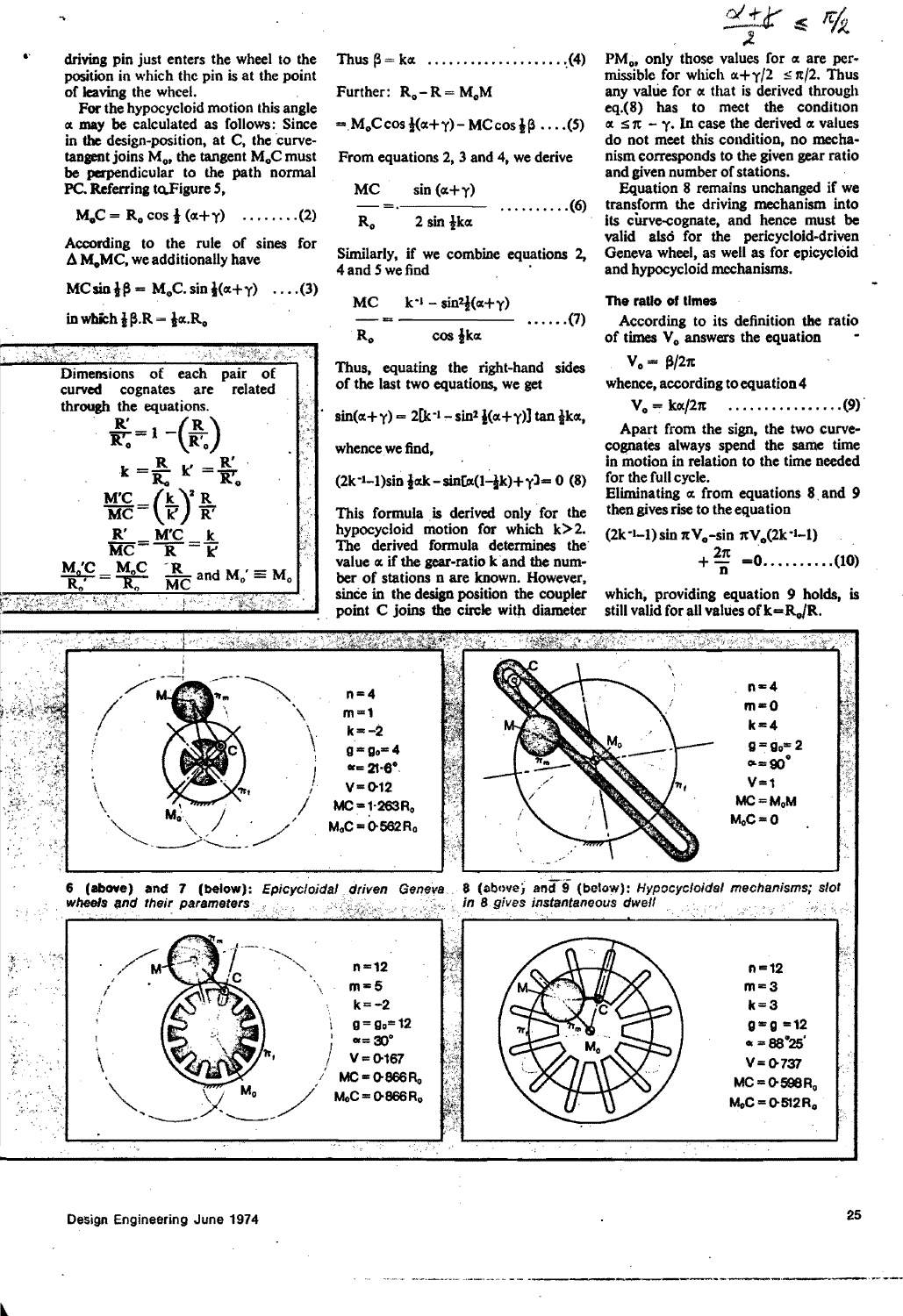$\frac{\alpha+\gamma}{2} \leq \pi/2$

driving pin just enters the wheel to the position in which the pin is at the point of leaving the wheel.

For the hypocycloid motion this angle $\alpha$ may be calculated as follows: Since in the design-position, at C, the curve-tangent joins $M_o$, the tangent $M_oC$ must be perpendicular to the path normal PC. Referring to Figure 5,

$$M_oC = R_o \cos \tfrac{1}{2}(\alpha+\gamma) \quad \ldots\ldots..(2)$$

According to the rule of sines for $\Delta\, M_oMC$, we additionally have

$$MC \sin \tfrac{1}{2}\beta = M_oC.\sin \tfrac{1}{2}(\alpha+\gamma) \quad \ldots.(3)$$

in which $\frac{1}{2}\beta.R = \frac{1}{2}\alpha.R_o$

> Dimensions of each pair of curved cognates are related through the equations.
>
> $$\frac{R'}{R_o'} = 1 - \left(\frac{R}{R_o}\right)$$
>
> $$k = \frac{R}{R_o} \quad k' = \frac{R'}{R_o'}$$
>
> $$\frac{M'C}{MC} = \left(\frac{k}{k'}\right)^2 \frac{R}{R'}$$
>
> $$\frac{R'}{MC} = \frac{M'C}{R} = \frac{k}{k'}$$
>
> $$\frac{M_o'C}{R_o'} = \frac{M_oC}{R_o} \quad \frac{R}{MC} \text{ and } M_o' \equiv M_o$$

Thus $\beta = k\alpha \quad \ldots\ldots\ldots\ldots\ldots\ldots..(4)$

Further: $R_o - R = M_oM$

$$= M_oC \cos \tfrac{1}{2}(\alpha+\gamma) - MC \cos \tfrac{1}{2}\beta \quad \ldots.(5)$$

From equations 2, 3 and 4, we derive

$$\frac{MC}{R_o} = \frac{\sin(\alpha+\gamma)}{2 \sin \frac{1}{2}k\alpha} \quad \ldots\ldots\ldots.(6)$$

Similarly, if we combine equations 2, 4 and 5 we find

$$\frac{MC}{R_o} = \frac{k^{-1} - \sin^2\frac{1}{2}(\alpha+\gamma)}{\cos \frac{1}{2}k\alpha} \quad \ldots...(7)$$

Thus, equating the right-hand sides of the last two equations, we get

$$\sin(\alpha+\gamma) = 2[k^{-1} - \sin^2 \tfrac{1}{2}(\alpha+\gamma)] \tan \tfrac{1}{2}k\alpha,$$

whence we find,

$$(2k^{-1}-1)\sin \tfrac{1}{2}\alpha k - \sin[\alpha(1-\tfrac{1}{2}k)+\gamma] = 0 \quad (8)$$

This formula is derived only for the hypocycloid motion for which $k>2$. The derived formula determines the value $\alpha$ if the gear-ratio k and the number of stations n are known. However, since in the design position the coupler point C joins the circle with diameter $PM_o$, only those values for $\alpha$ are permissible for which $\alpha+\gamma/2 \leq \pi/2$. Thus any value for $\alpha$ that is derived through eq.(8) has to meet the condition $\alpha \leq \pi - \gamma$. In case the derived $\alpha$ values do not meet this condition, no mechanism corresponds to the given gear ratio and given number of stations.

Equation 8 remains unchanged if we transform the driving mechanism into its curve-cognate, and hence must be valid also for the pericycloid-driven Geneva wheel, as well as for epicycloid and hypocycloid mechanisms.

### The ratio of times

According to its definition the ratio of times $V_o$ answers the equation

$$V_o = \beta/2\pi$$

whence, according to equation 4

$$V_o = k\alpha/2\pi \quad \ldots\ldots\ldots\ldots\ldots.(9)$$

Apart from the sign, the two curve-cognates always spend the same time in motion in relation to the time needed for the full cycle.

Eliminating $\alpha$ from equations 8 and 9 then gives rise to the equation

$$(2k^{-1}-1)\sin \pi V_o - \sin \pi V_o(2k^{-1}-1) + \frac{2\pi}{n} = 0 \ldots\ldots\ldots(10)$$

which, providing equation 9 holds, is still valid for all values of $k=R_o/R$.

n=4, m=1, k=−2, g=$g_o$=4, $\alpha$=21·6°, V=0·12, MC=1·263$R_o$, $M_oC$=0·562$R_o$

n=4, m=0, k=4, g=$g_o$=2, $\alpha$=90°, V=1, MC=$M_oM$, $M_oC$=0

**6 (above) and 7 (below):** *Epicycloidal driven Geneva wheels and their parameters*

**8 (above) and 9 (below):** *Hypocycloidal mechanisms; slot in 8 gives instantaneous dwell*

n=12, m=5, k=−2, g=$g_o$=12, $\alpha$=30°, V=0·167, MC=0·866$R_o$, $M_oC$=0·866$R_o$

n=12, m=3, k=3, g=g=12, $\alpha$=88°25′, V=0·737, MC=0·598$R_o$, $M_oC$=0·512$R_o$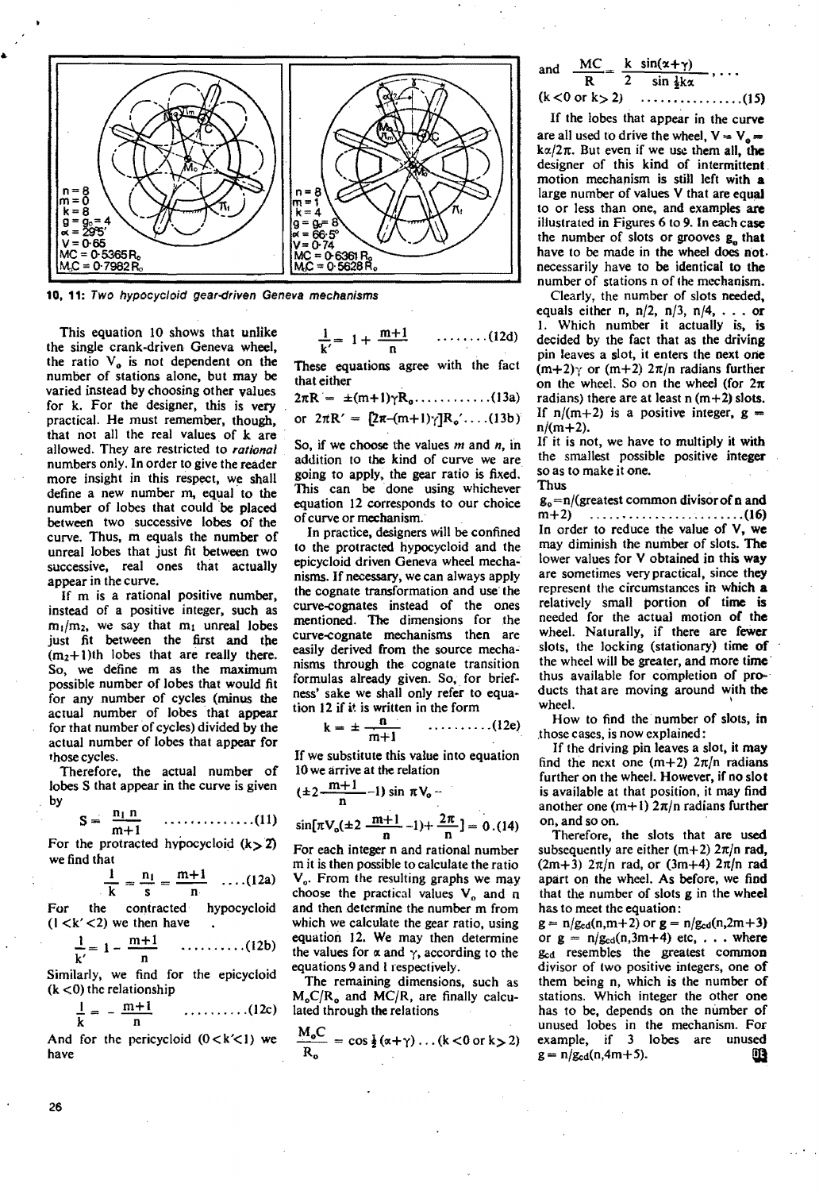n=8
m=0
k=8
$g = g_0 = 4$
$\alpha = 29.5'$
V=0·65
$MC = 0{\cdot}5365R_0$
$M_oC = 0{\cdot}7982R_0$

n=8
m=1
k=4
$g = g_0 = 8$
$\alpha = 66{\cdot}5°$
V=0·74
$MC = 0{\cdot}6361R_0$
$M_oC = 0{\cdot}5628R_0$

**10, 11:** *Two hypocycloid gear-driven Geneva mechanisms*

This equation 10 shows that unlike the single crank-driven Geneva wheel, the ratio $V_o$ is not dependent on the number of stations alone, but may be varied instead by choosing other values for k. For the designer, this is very practical. He must remember, though, that not all the real values of k are allowed. They are restricted to *rational* numbers only. In order to give the reader more insight in this respect, we shall define a new number m, equal to the number of lobes that could be placed between two successive lobes of the curve. Thus, m equals the number of unreal lobes that just fit between two successive, real ones that actually appear in the curve.

If m is a rational positive number, instead of a positive integer, such as $m_1/m_2$, we say that $m_1$ unreal lobes just fit between the first and the $(m_2+1)$th lobes that are really there. So, we define m as the maximum possible number of lobes that would fit for any number of cycles (minus the actual number of lobes that appear for that number of cycles) divided by the actual number of lobes that appear for those cycles.

Therefore, the actual number of lobes S that appear in the curve is given by

$$S = \frac{n_1 n}{m+1} \quad \ldots\ldots\ldots\ldots\ldots(11)$$

For the protracted hypocycloid (k>2) we find that

$$\frac{1}{k} = \frac{n_1}{S} = \frac{m+1}{n} \quad \ldots.(12a)$$

For the contracted hypocycloid (1<k'<2) we then have

$$\frac{1}{k'} = 1 - \frac{m+1}{n} \quad \ldots\ldots\ldots.(12b)$$

Similarly, we find for the epicycloid (k<0) the relationship

$$\frac{1}{k} = -\frac{m+1}{n} \quad \ldots\ldots\ldots.(12c)$$

And for the pericycloid (0<k'<1) we have

$$\frac{1}{k'} = 1 + \frac{m+1}{n} \quad \ldots\ldots..(12d)$$

These equations agree with the fact that either

$$2\pi R = \pm(m+1)\gamma R_o \ldots\ldots\ldots\ldots(13a)$$

$$\text{or } 2\pi R' = [2\pi-(m+1)\gamma]R_o' \ldots.(13b)$$

So, if we choose the values m and n, in addition to the kind of curve we are going to apply, the gear ratio is fixed. This can be done using whichever equation 12 corresponds to our choice of curve or mechanism.

In practice, designers will be confined to the protracted hypocycloid and the epicycloid driven Geneva wheel mechanisms. If necessary, we can always apply the cognate transformation and use the curve-cognates instead of the ones mentioned. The dimensions for the curve-cognate mechanisms then are easily derived from the source mechanisms through the cognate transition formulas already given. So, for brief-ness' sake we shall only refer to equation 12 if it is written in the form

$$k = \pm\frac{n}{m+1} \quad \ldots\ldots\ldots.(12e)$$

If we substitute this value into equation 10 we arrive at the relation

$$(\pm 2\frac{m+1}{n}-1)\sin \pi V_o -$$

$$\sin[\pi V_o(\pm 2\frac{m+1}{n}-1)+\frac{2\pi}{n}] = 0 .(14)$$

For each integer n and rational number m it is then possible to calculate the ratio $V_o$. From the resulting graphs we may choose the practical values $V_o$ and n and then determine the number m from which we calculate the gear ratio, using equation 12. We may then determine the values for α and γ, according to the equations 9 and 1 respectively.

The remaining dimensions, such as $M_oC/R_o$ and MC/R, are finally calculated through the relations

$$\frac{M_oC}{R_o} = \cos\tfrac{1}{2}(\alpha+\gamma)\ldots(k<0 \text{ or } k>2)$$

and

$$\frac{MC}{R} = \frac{k}{2}\frac{\sin(\alpha+\gamma)}{\sin\frac{1}{2}k\alpha}, \ldots$$

$$(k<0 \text{ or } k>2) \quad \ldots\ldots\ldots\ldots\ldots(15)$$

If the lobes that appear in the curve are all used to drive the wheel, $V = V_o = k\alpha/2\pi$. But even if we use them all, the designer of this kind of intermittent motion mechanism is still left with a large number of values V that are equal to or less than one, and examples are illustrated in Figures 6 to 9. In each case the number of slots or grooves $g_o$ that have to be made in the wheel does not necessarily have to be identical to the number of stations n of the mechanism.

Clearly, the number of slots needed, equals either n, n/2, n/3, n/4, . . . or 1. Which number it actually is, is decided by the fact that as the driving pin leaves a slot, it enters the next one $(m+2)\gamma$ or $(m+2)\,2\pi/n$ radians further on the wheel. So on the wheel (for $2\pi$ radians) there are at least n (m+2) slots. If n/(m+2) is a positive integer, g = n/(m+2).

If it is not, we have to multiply it with the smallest possible positive integer so as to make it one.

Thus

$g_o$=n/(greatest common divisor of n and m+2) $\ldots\ldots\ldots\ldots\ldots\ldots\ldots\ldots(16)$

In order to reduce the value of V, we may diminish the number of slots. The lower values for V obtained in this way are sometimes very practical, since they represent the circumstances in which a relatively small portion of time is needed for the actual motion of the wheel. Naturally, if there are fewer slots, the locking (stationary) time of the wheel will be greater, and more time thus available for completion of products that are moving around with the wheel.

How to find the number of slots, in those cases, is now explained:

If the driving pin leaves a slot, it may find the next one $(m+2)\,2\pi/n$ radians further on the wheel. However, if no slot is available at that position, it may find another one $(m+1)\,2\pi/n$ radians further on, and so on.

Therefore, the slots that are used subsequently are either $(m+2)\,2\pi/n$ rad, $(2m+3)\,2\pi/n$ rad, or $(3m+4)\,2\pi/n$ rad apart on the wheel. As before, we find that the number of slots g in the wheel has to meet the equation:

$g = n/g_{cd}(n,m+2)$ or $g = n/g_{cd}(n,2m+3)$ or $g = n/g_{cd}(n,3m+4)$ etc, . . . where $g_{cd}$ resembles the greatest common divisor of two positive integers, one of them being n, which is the number of stations. Which integer the other one has to be, depends on the number of unused lobes in the mechanism. For example, if 3 lobes are unused $g = n/g_{cd}(n,4m+5)$.